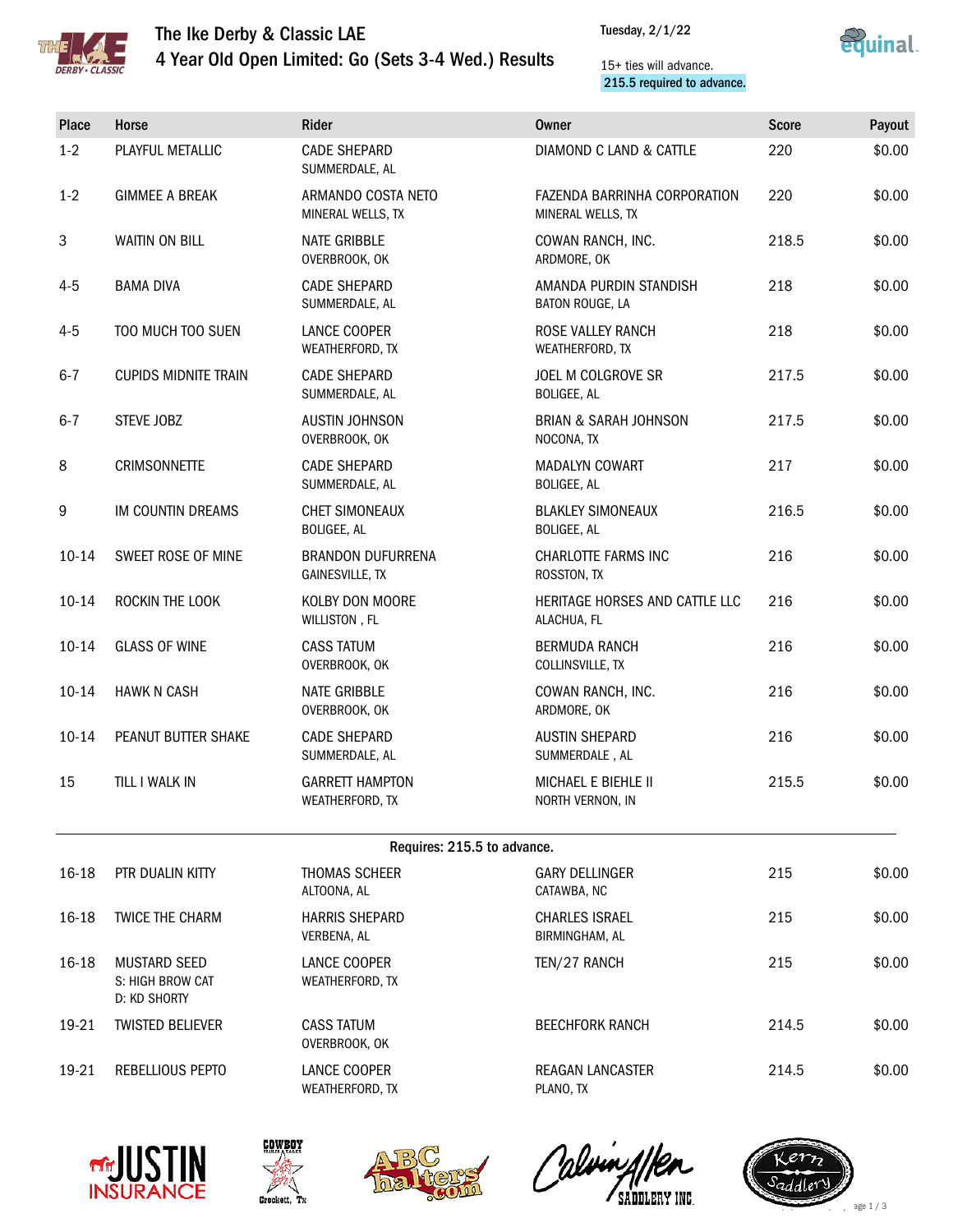# The Ike Derby & Classic LAE

## 4 Year Old Open Limited: Go (Sets 3-4 Wed.) Results

Tuesday, 2/1/22

15+ ties will advance.
215.5 required to advance.

| Place | Horse | Rider | Owner | Score | Payout |
|---|---|---|---|---|---|
| 1-2 | PLAYFUL METALLIC | CADE SHEPARD<br>SUMMERDALE, AL | DIAMOND C LAND & CATTLE | 220 | $0.00 |
| 1-2 | GIMMEE A BREAK | ARMANDO COSTA NETO<br>MINERAL WELLS, TX | FAZENDA BARRINHA CORPORATION<br>MINERAL WELLS, TX | 220 | $0.00 |
| 3 | WAITIN ON BILL | NATE GRIBBLE<br>OVERBROOK, OK | COWAN RANCH, INC.<br>ARDMORE, OK | 218.5 | $0.00 |
| 4-5 | BAMA DIVA | CADE SHEPARD<br>SUMMERDALE, AL | AMANDA PURDIN STANDISH<br>BATON ROUGE, LA | 218 | $0.00 |
| 4-5 | TOO MUCH TOO SUEN | LANCE COOPER<br>WEATHERFORD, TX | ROSE VALLEY RANCH<br>WEATHERFORD, TX | 218 | $0.00 |
| 6-7 | CUPIDS MIDNITE TRAIN | CADE SHEPARD<br>SUMMERDALE, AL | JOEL M COLGROVE SR<br>BOLIGEE, AL | 217.5 | $0.00 |
| 6-7 | STEVE JOBZ | AUSTIN JOHNSON<br>OVERBROOK, OK | BRIAN & SARAH JOHNSON<br>NOCONA, TX | 217.5 | $0.00 |
| 8 | CRIMSONNETTE | CADE SHEPARD<br>SUMMERDALE, AL | MADALYN COWART<br>BOLIGEE, AL | 217 | $0.00 |
| 9 | IM COUNTIN DREAMS | CHET SIMONEAUX<br>BOLIGEE, AL | BLAKLEY SIMONEAUX<br>BOLIGEE, AL | 216.5 | $0.00 |
| 10-14 | SWEET ROSE OF MINE | BRANDON DUFURRENA<br>GAINESVILLE, TX | CHARLOTTE FARMS INC<br>ROSSTON, TX | 216 | $0.00 |
| 10-14 | ROCKIN THE LOOK | KOLBY DON MOORE<br>WILLISTON , FL | HERITAGE HORSES AND CATTLE LLC<br>ALACHUA, FL | 216 | $0.00 |
| 10-14 | GLASS OF WINE | CASS TATUM<br>OVERBROOK, OK | BERMUDA RANCH<br>COLLINSVILLE, TX | 216 | $0.00 |
| 10-14 | HAWK N CASH | NATE GRIBBLE<br>OVERBROOK, OK | COWAN RANCH, INC.<br>ARDMORE, OK | 216 | $0.00 |
| 10-14 | PEANUT BUTTER SHAKE | CADE SHEPARD<br>SUMMERDALE, AL | AUSTIN SHEPARD<br>SUMMERDALE , AL | 216 | $0.00 |
| 15 | TILL I WALK IN | GARRETT HAMPTON<br>WEATHERFORD, TX | MICHAEL E BIEHLE II<br>NORTH VERNON, IN | 215.5 | $0.00 |
| | | **Requires: 215.5 to advance.** | | | |
| 16-18 | PTR DUALIN KITTY | THOMAS SCHEER<br>ALTOONA, AL | GARY DELLINGER<br>CATAWBA, NC | 215 | $0.00 |
| 16-18 | TWICE THE CHARM | HARRIS SHEPARD<br>VERBENA, AL | CHARLES ISRAEL<br>BIRMINGHAM, AL | 215 | $0.00 |
| 16-18 | MUSTARD SEED<br>S: HIGH BROW CAT<br>D: KD SHORTY | LANCE COOPER<br>WEATHERFORD, TX | TEN/27 RANCH | 215 | $0.00 |
| 19-21 | TWISTED BELIEVER | CASS TATUM<br>OVERBROOK, OK | BEECHFORK RANCH | 214.5 | $0.00 |
| 19-21 | REBELLIOUS PEPTO | LANCE COOPER<br>WEATHERFORD, TX | REAGAN LANCASTER<br>PLANO, TX | 214.5 | $0.00 |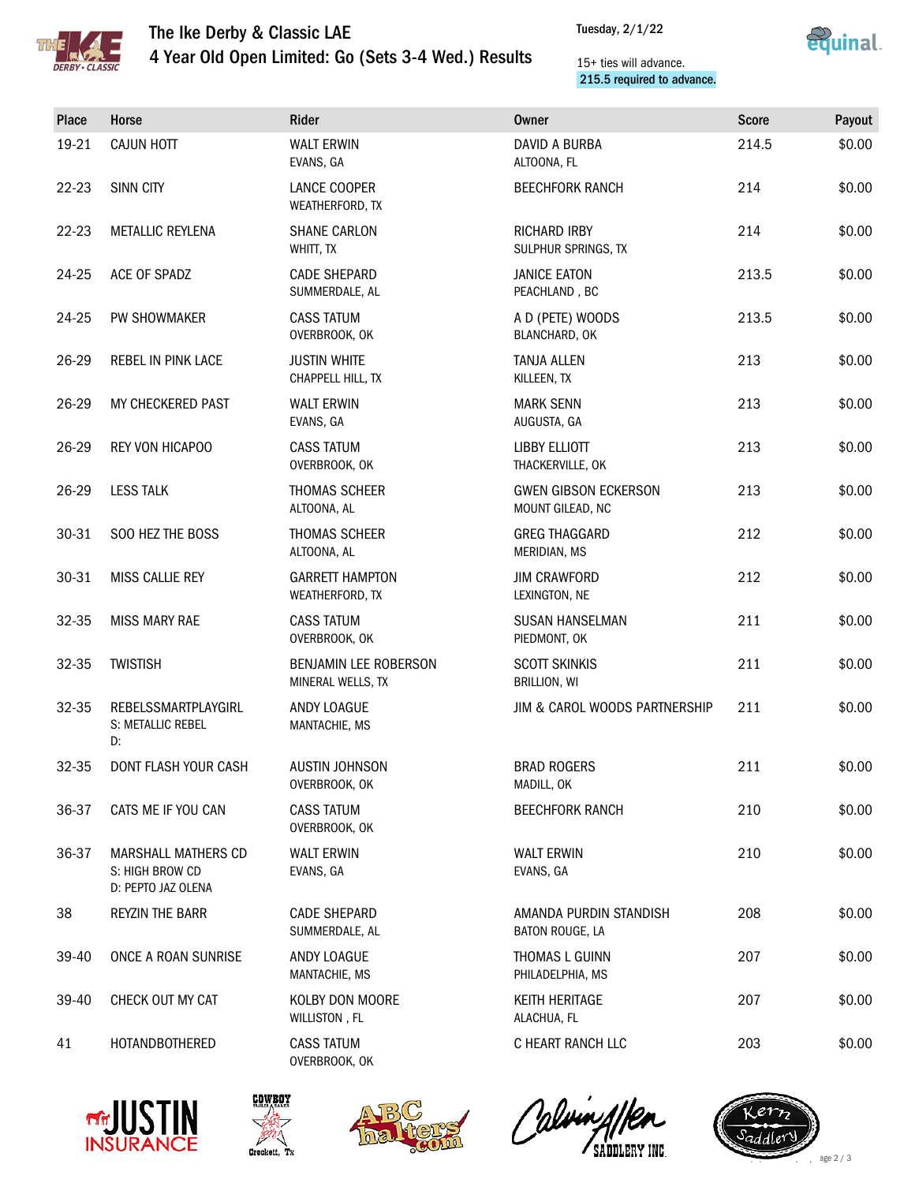# The Ike Derby & Classic LAE

## 4 Year Old Open Limited: Go (Sets 3-4 Wed.) Results

Tuesday, 2/1/22

15+ ties will advance.
215.5 required to advance.

| Place | Horse | Rider | Owner | Score | Payout |
|---|---|---|---|---|---|
| 19-21 | CAJUN HOTT | WALT ERWIN<br>EVANS, GA | DAVID A BURBA<br>ALTOONA, FL | 214.5 | $0.00 |
| 22-23 | SINN CITY | LANCE COOPER<br>WEATHERFORD, TX | BEECHFORK RANCH | 214 | $0.00 |
| 22-23 | METALLIC REYLENA | SHANE CARLON<br>WHITT, TX | RICHARD IRBY<br>SULPHUR SPRINGS, TX | 214 | $0.00 |
| 24-25 | ACE OF SPADZ | CADE SHEPARD<br>SUMMERDALE, AL | JANICE EATON<br>PEACHLAND , BC | 213.5 | $0.00 |
| 24-25 | PW SHOWMAKER | CASS TATUM<br>OVERBROOK, OK | A D (PETE) WOODS<br>BLANCHARD, OK | 213.5 | $0.00 |
| 26-29 | REBEL IN PINK LACE | JUSTIN WHITE<br>CHAPPELL HILL, TX | TANJA ALLEN<br>KILLEEN, TX | 213 | $0.00 |
| 26-29 | MY CHECKERED PAST | WALT ERWIN<br>EVANS, GA | MARK SENN<br>AUGUSTA, GA | 213 | $0.00 |
| 26-29 | REY VON HICAPOO | CASS TATUM<br>OVERBROOK, OK | LIBBY ELLIOTT<br>THACKERVILLE, OK | 213 | $0.00 |
| 26-29 | LESS TALK | THOMAS SCHEER<br>ALTOONA, AL | GWEN GIBSON ECKERSON<br>MOUNT GILEAD, NC | 213 | $0.00 |
| 30-31 | SOO HEZ THE BOSS | THOMAS SCHEER<br>ALTOONA, AL | GREG THAGGARD<br>MERIDIAN, MS | 212 | $0.00 |
| 30-31 | MISS CALLIE REY | GARRETT HAMPTON<br>WEATHERFORD, TX | JIM CRAWFORD<br>LEXINGTON, NE | 212 | $0.00 |
| 32-35 | MISS MARY RAE | CASS TATUM<br>OVERBROOK, OK | SUSAN HANSELMAN<br>PIEDMONT, OK | 211 | $0.00 |
| 32-35 | TWISTISH | BENJAMIN LEE ROBERSON<br>MINERAL WELLS, TX | SCOTT SKINKIS<br>BRILLION, WI | 211 | $0.00 |
| 32-35 | REBELSSMARTPLAYGIRL<br>S: METALLIC REBEL<br>D: | ANDY LOAGUE<br>MANTACHIE, MS | JIM & CAROL WOODS PARTNERSHIP | 211 | $0.00 |
| 32-35 | DONT FLASH YOUR CASH | AUSTIN JOHNSON<br>OVERBROOK, OK | BRAD ROGERS<br>MADILL, OK | 211 | $0.00 |
| 36-37 | CATS ME IF YOU CAN | CASS TATUM<br>OVERBROOK, OK | BEECHFORK RANCH | 210 | $0.00 |
| 36-37 | MARSHALL MATHERS CD<br>S: HIGH BROW CD<br>D: PEPTO JAZ OLENA | WALT ERWIN<br>EVANS, GA | WALT ERWIN<br>EVANS, GA | 210 | $0.00 |
| 38 | REYZIN THE BARR | CADE SHEPARD<br>SUMMERDALE, AL | AMANDA PURDIN STANDISH<br>BATON ROUGE, LA | 208 | $0.00 |
| 39-40 | ONCE A ROAN SUNRISE | ANDY LOAGUE<br>MANTACHIE, MS | THOMAS L GUINN<br>PHILADELPHIA, MS | 207 | $0.00 |
| 39-40 | CHECK OUT MY CAT | KOLBY DON MOORE<br>WILLISTON , FL | KEITH HERITAGE<br>ALACHUA, FL | 207 | $0.00 |
| 41 | HOTANDBOTHERED | CASS TATUM<br>OVERBROOK, OK | C HEART RANCH LLC | 203 | $0.00 |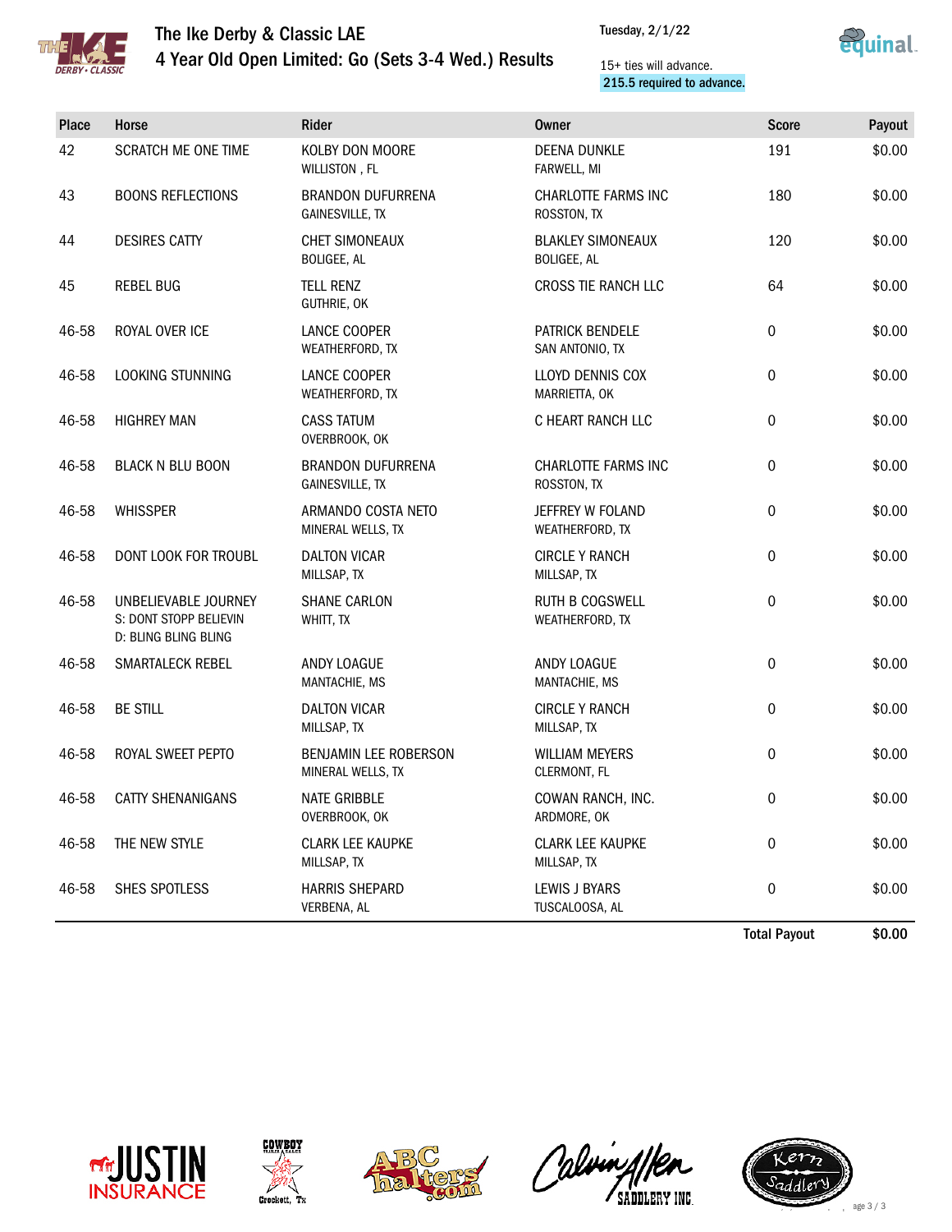# The Ike Derby & Classic LAE

## 4 Year Old Open Limited: Go (Sets 3-4 Wed.) Results

Tuesday, 2/1/22

15+ ties will advance.
215.5 required to advance.

| Place | Horse | Rider | Owner | Score | Payout |
|---|---|---|---|---|---|
| 42 | SCRATCH ME ONE TIME | KOLBY DON MOORE<br>WILLISTON , FL | DEENA DUNKLE<br>FARWELL, MI | 191 | $0.00 |
| 43 | BOONS REFLECTIONS | BRANDON DUFURRENA<br>GAINESVILLE, TX | CHARLOTTE FARMS INC<br>ROSSTON, TX | 180 | $0.00 |
| 44 | DESIRES CATTY | CHET SIMONEAUX<br>BOLIGEE, AL | BLAKLEY SIMONEAUX<br>BOLIGEE, AL | 120 | $0.00 |
| 45 | REBEL BUG | TELL RENZ<br>GUTHRIE, OK | CROSS TIE RANCH LLC | 64 | $0.00 |
| 46-58 | ROYAL OVER ICE | LANCE COOPER<br>WEATHERFORD, TX | PATRICK BENDELE<br>SAN ANTONIO, TX | 0 | $0.00 |
| 46-58 | LOOKING STUNNING | LANCE COOPER<br>WEATHERFORD, TX | LLOYD DENNIS COX<br>MARRIETTA, OK | 0 | $0.00 |
| 46-58 | HIGHREY MAN | CASS TATUM<br>OVERBROOK, OK | C HEART RANCH LLC | 0 | $0.00 |
| 46-58 | BLACK N BLU BOON | BRANDON DUFURRENA<br>GAINESVILLE, TX | CHARLOTTE FARMS INC<br>ROSSTON, TX | 0 | $0.00 |
| 46-58 | WHISSPER | ARMANDO COSTA NETO<br>MINERAL WELLS, TX | JEFFREY W FOLAND<br>WEATHERFORD, TX | 0 | $0.00 |
| 46-58 | DONT LOOK FOR TROUBL | DALTON VICAR<br>MILLSAP, TX | CIRCLE Y RANCH<br>MILLSAP, TX | 0 | $0.00 |
| 46-58 | UNBELIEVABLE JOURNEY<br>S: DONT STOPP BELIEVIN<br>D: BLING BLING BLING | SHANE CARLON<br>WHITT, TX | RUTH B COGSWELL<br>WEATHERFORD, TX | 0 | $0.00 |
| 46-58 | SMARTALECK REBEL | ANDY LOAGUE<br>MANTACHIE, MS | ANDY LOAGUE<br>MANTACHIE, MS | 0 | $0.00 |
| 46-58 | BE STILL | DALTON VICAR<br>MILLSAP, TX | CIRCLE Y RANCH<br>MILLSAP, TX | 0 | $0.00 |
| 46-58 | ROYAL SWEET PEPTO | BENJAMIN LEE ROBERSON<br>MINERAL WELLS, TX | WILLIAM MEYERS<br>CLERMONT, FL | 0 | $0.00 |
| 46-58 | CATTY SHENANIGANS | NATE GRIBBLE<br>OVERBROOK, OK | COWAN RANCH, INC.<br>ARDMORE, OK | 0 | $0.00 |
| 46-58 | THE NEW STYLE | CLARK LEE KAUPKE<br>MILLSAP, TX | CLARK LEE KAUPKE<br>MILLSAP, TX | 0 | $0.00 |
| 46-58 | SHES SPOTLESS | HARRIS SHEPARD<br>VERBENA, AL | LEWIS J BYARS<br>TUSCALOOSA, AL | 0 | $0.00 |
| | | | | **Total Payout** | **$0.00** |